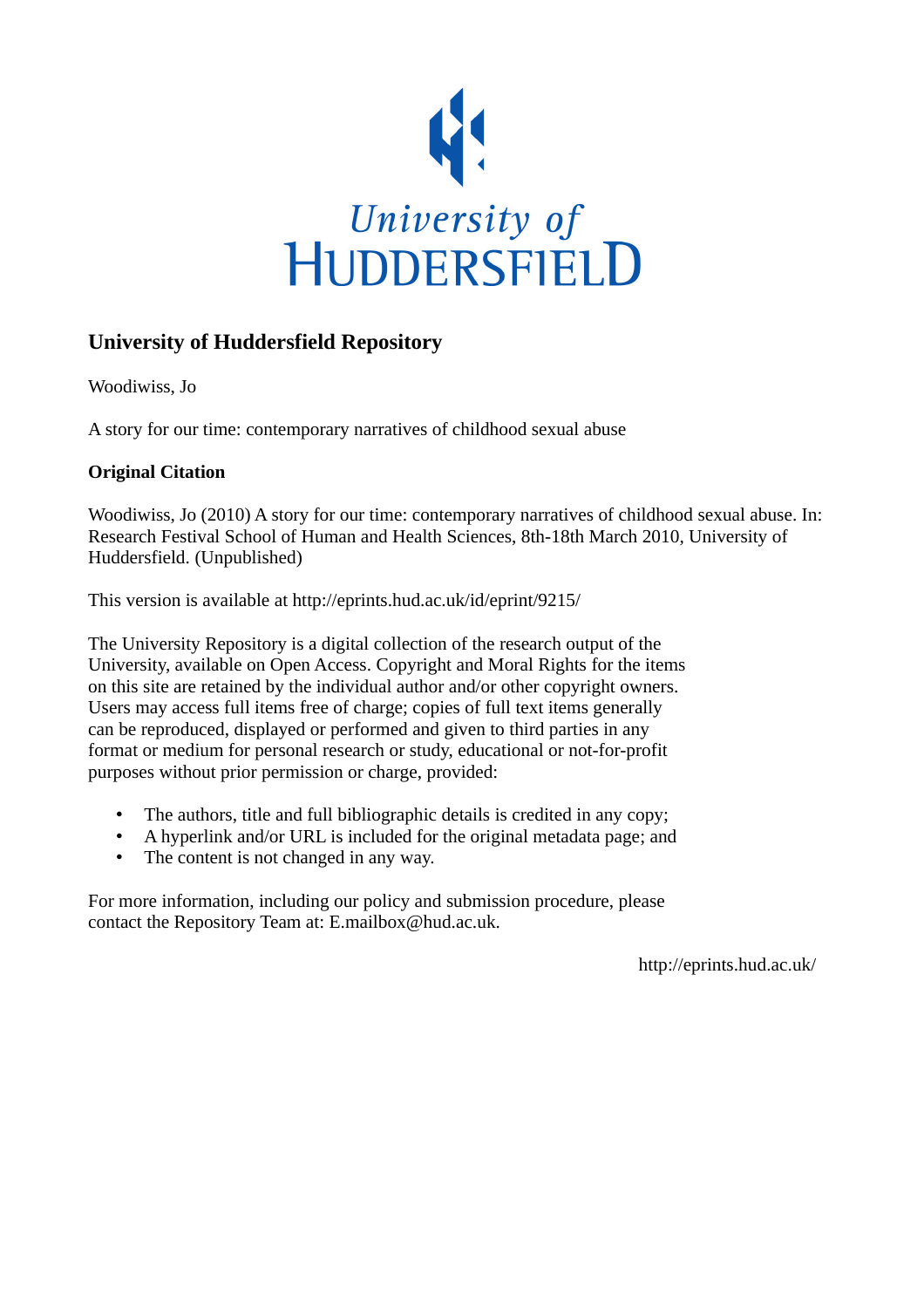University of HUDDERSFIELD

## University of Huddersfield Repository

Woodiwiss, Jo

A story for our time: contemporary narratives of childhood sexual abuse

### Original Citation

Woodiwiss, Jo (2010) A story for our time: contemporary narratives of childhood sexual abuse. In: Research Festival School of Human and Health Sciences, 8th-18th March 2010, University of Huddersfield. (Unpublished)

This version is available at http://eprints.hud.ac.uk/id/eprint/9215/

The University Repository is a digital collection of the research output of the University, available on Open Access. Copyright and Moral Rights for the items on this site are retained by the individual author and/or other copyright owners. Users may access full items free of charge; copies of full text items generally can be reproduced, displayed or performed and given to third parties in any format or medium for personal research or study, educational or not-for-profit purposes without prior permission or charge, provided:

- The authors, title and full bibliographic details is credited in any copy;
- A hyperlink and/or URL is included for the original metadata page; and
- The content is not changed in any way.

For more information, including our policy and submission procedure, please contact the Repository Team at: E.mailbox@hud.ac.uk.

http://eprints.hud.ac.uk/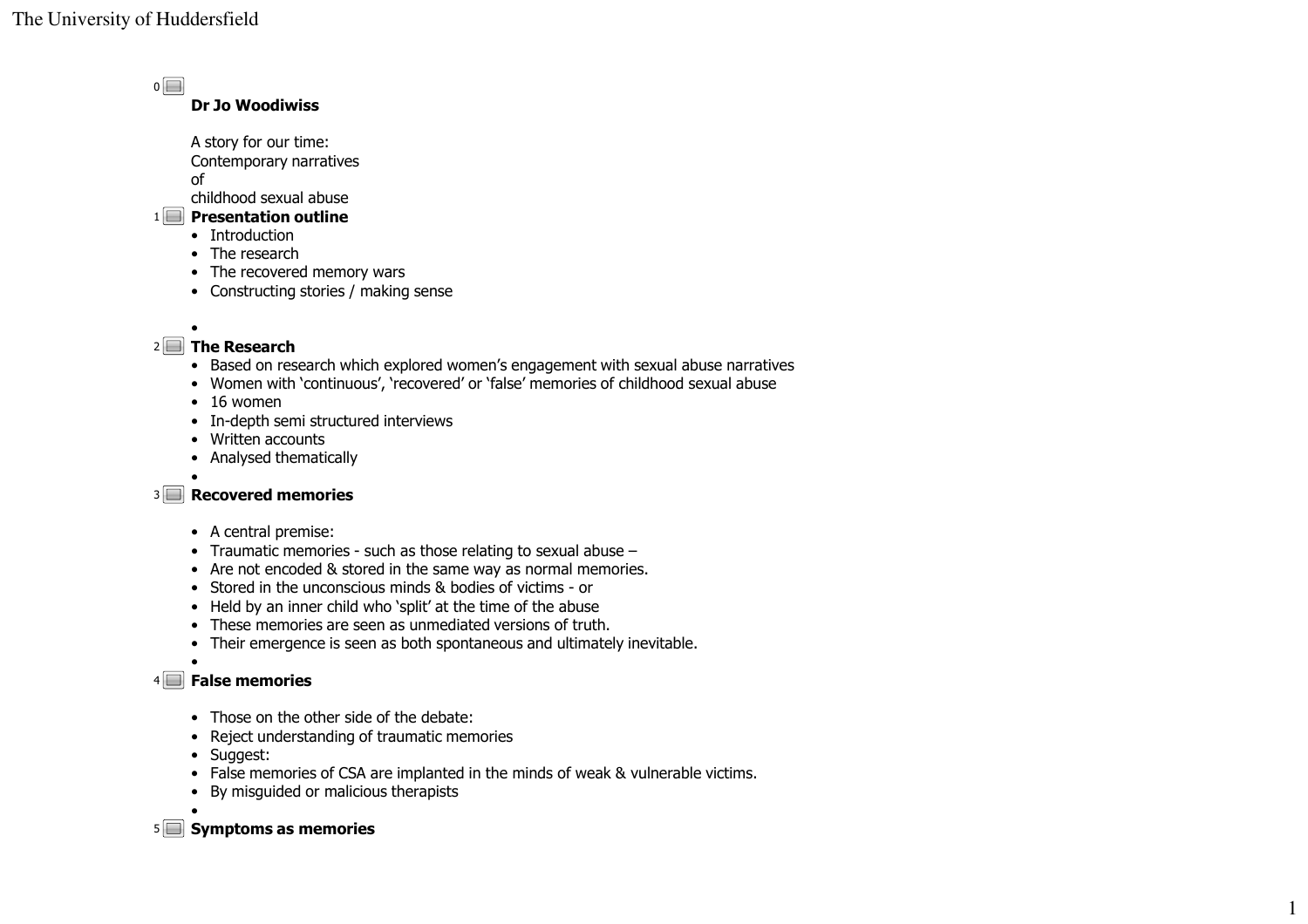**Dr Jo Woodiwiss**

A story for our time:
Contemporary narratives
of
childhood sexual abuse

**Presentation outline**

- Introduction
- The research
- The recovered memory wars
- Constructing stories / making sense

**The Research**

- Based on research which explored women's engagement with sexual abuse narratives
- Women with 'continuous', 'recovered' or 'false' memories of childhood sexual abuse
- 16 women
- In-depth semi structured interviews
- Written accounts
- Analysed thematically

**Recovered memories**

- A central premise:
- Traumatic memories - such as those relating to sexual abuse –
- Are not encoded & stored in the same way as normal memories.
- Stored in the unconscious minds & bodies of victims - or
- Held by an inner child who 'split' at the time of the abuse
- These memories are seen as unmediated versions of truth.
- Their emergence is seen as both spontaneous and ultimately inevitable.

**False memories**

- Those on the other side of the debate:
- Reject understanding of traumatic memories
- Suggest:
- False memories of CSA are implanted in the minds of weak & vulnerable victims.
- By misguided or malicious therapists

**Symptoms as memories**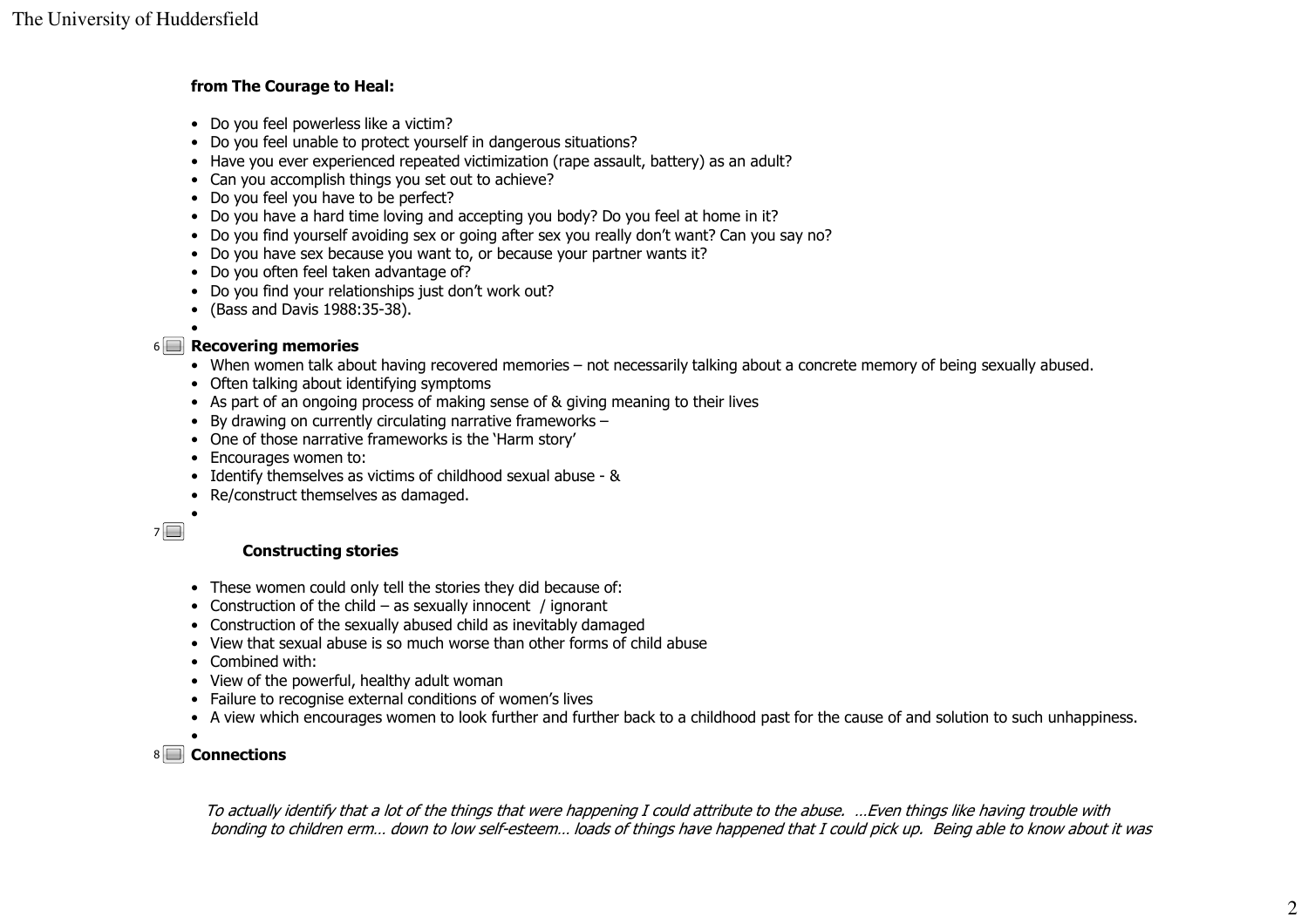**from The Courage to Heal:**

- Do you feel powerless like a victim?
- Do you feel unable to protect yourself in dangerous situations?
- Have you ever experienced repeated victimization (rape assault, battery) as an adult?
- Can you accomplish things you set out to achieve?
- Do you feel you have to be perfect?
- Do you have a hard time loving and accepting you body? Do you feel at home in it?
- Do you find yourself avoiding sex or going after sex you really don't want? Can you say no?
- Do you have sex because you want to, or because your partner wants it?
- Do you often feel taken advantage of?
- Do you find your relationships just don't work out?
- (Bass and Davis 1988:35-38).

6 **Recovering memories**

- When women talk about having recovered memories – not necessarily talking about a concrete memory of being sexually abused.
- Often talking about identifying symptoms
- As part of an ongoing process of making sense of & giving meaning to their lives
- By drawing on currently circulating narrative frameworks –
- One of those narrative frameworks is the 'Harm story'
- Encourages women to:
- Identify themselves as victims of childhood sexual abuse - &
- Re/construct themselves as damaged.

7

**Constructing stories**

- These women could only tell the stories they did because of:
- Construction of the child – as sexually innocent / ignorant
- Construction of the sexually abused child as inevitably damaged
- View that sexual abuse is so much worse than other forms of child abuse
- Combined with:
- View of the powerful, healthy adult woman
- Failure to recognise external conditions of women's lives
- A view which encourages women to look further and further back to a childhood past for the cause of and solution to such unhappiness.

8 **Connections**

*To actually identify that a lot of the things that were happening I could attribute to the abuse. …Even things like having trouble with bonding to children erm… down to low self-esteem… loads of things have happened that I could pick up. Being able to know about it was*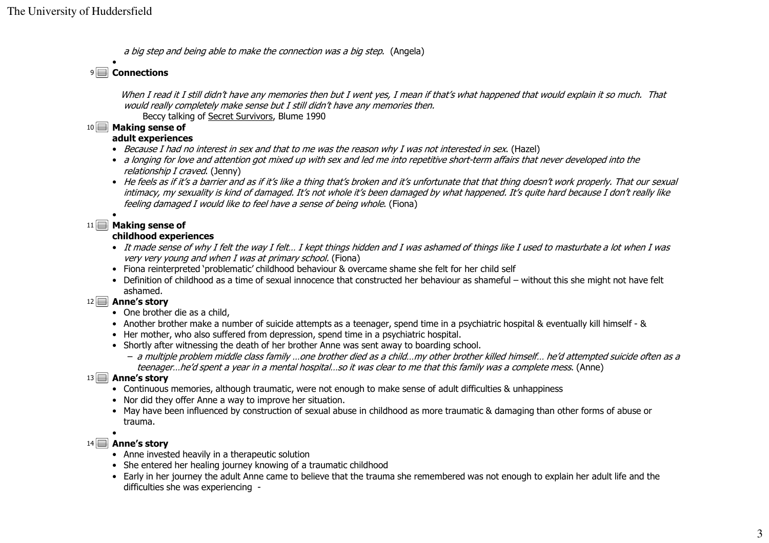*a big step and being able to make the connection was a big step*. (Angela)

•

## 9 Connections

*When I read it I still didn't have any memories then but I went yes, I mean if that's what happened that would explain it so much. That would really completely make sense but I still didn't have any memories then.*

Beccy talking of Secret Survivors, Blume 1990

## 10 Making sense of adult experiences

- *Because I had no interest in sex and that to me was the reason why I was not interested in sex.* (Hazel)
- *a longing for love and attention got mixed up with sex and led me into repetitive short-term affairs that never developed into the relationship I craved*. (Jenny)
- *He feels as if it's a barrier and as if it's like a thing that's broken and it's unfortunate that that thing doesn't work properly. That our sexual intimacy, my sexuality is kind of damaged. It's not whole it's been damaged by what happened. It's quite hard because I don't really like feeling damaged I would like to feel have a sense of being whole*. (Fiona)

•

## 11 Making sense of childhood experiences

- *It made sense of why I felt the way I felt… I kept things hidden and I was ashamed of things like I used to masturbate a lot when I was very very young and when I was at primary school.* (Fiona)
- Fiona reinterpreted 'problematic' childhood behaviour & overcame shame she felt for her child self
- Definition of childhood as a time of sexual innocence that constructed her behaviour as shameful – without this she might not have felt ashamed.

## 12 Anne's story

- One brother die as a child,
- Another brother make a number of suicide attempts as a teenager, spend time in a psychiatric hospital & eventually kill himself - &
- Her mother, who also suffered from depression, spend time in a psychiatric hospital.
- Shortly after witnessing the death of her brother Anne was sent away to boarding school.
  - *a multiple problem middle class family …one brother died as a child…my other brother killed himself… he'd attempted suicide often as a teenager…he'd spent a year in a mental hospital…so it was clear to me that this family was a complete mess*. (Anne)

## 13 Anne's story

- Continuous memories, although traumatic, were not enough to make sense of adult difficulties & unhappiness
- Nor did they offer Anne a way to improve her situation.
- May have been influenced by construction of sexual abuse in childhood as more traumatic & damaging than other forms of abuse or trauma.

•

## 14 Anne's story

- Anne invested heavily in a therapeutic solution
- She entered her healing journey knowing of a traumatic childhood
- Early in her journey the adult Anne came to believe that the trauma she remembered was not enough to explain her adult life and the difficulties she was experiencing -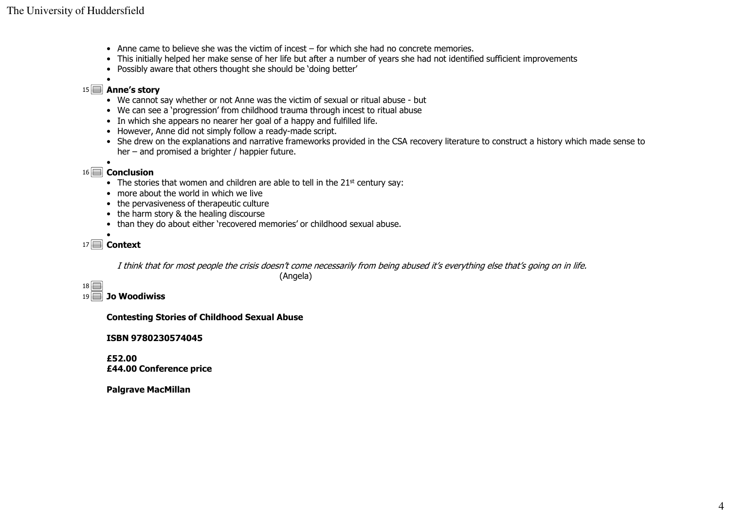- Anne came to believe she was the victim of incest – for which she had no concrete memories.
- This initially helped her make sense of her life but after a number of years she had not identified sufficient improvements
- Possibly aware that others thought she should be 'doing better'

15 **Anne's story**

- We cannot say whether or not Anne was the victim of sexual or ritual abuse - but
- We can see a 'progression' from childhood trauma through incest to ritual abuse
- In which she appears no nearer her goal of a happy and fulfilled life.
- However, Anne did not simply follow a ready-made script.
- She drew on the explanations and narrative frameworks provided in the CSA recovery literature to construct a history which made sense to her – and promised a brighter / happier future.

16 **Conclusion**

- The stories that women and children are able to tell in the 21st century say:
- more about the world in which we live
- the pervasiveness of therapeutic culture
- the harm story & the healing discourse
- than they do about either 'recovered memories' or childhood sexual abuse.

17 **Context**

*I think that for most people the crisis doesn't come necessarily from being abused it's everything else that's going on in life.*
(Angela)

18

19 **Jo Woodiwiss**

**Contesting Stories of Childhood Sexual Abuse**

**ISBN 9780230574045**

**£52.00**
**£44.00 Conference price**

**Palgrave MacMillan**